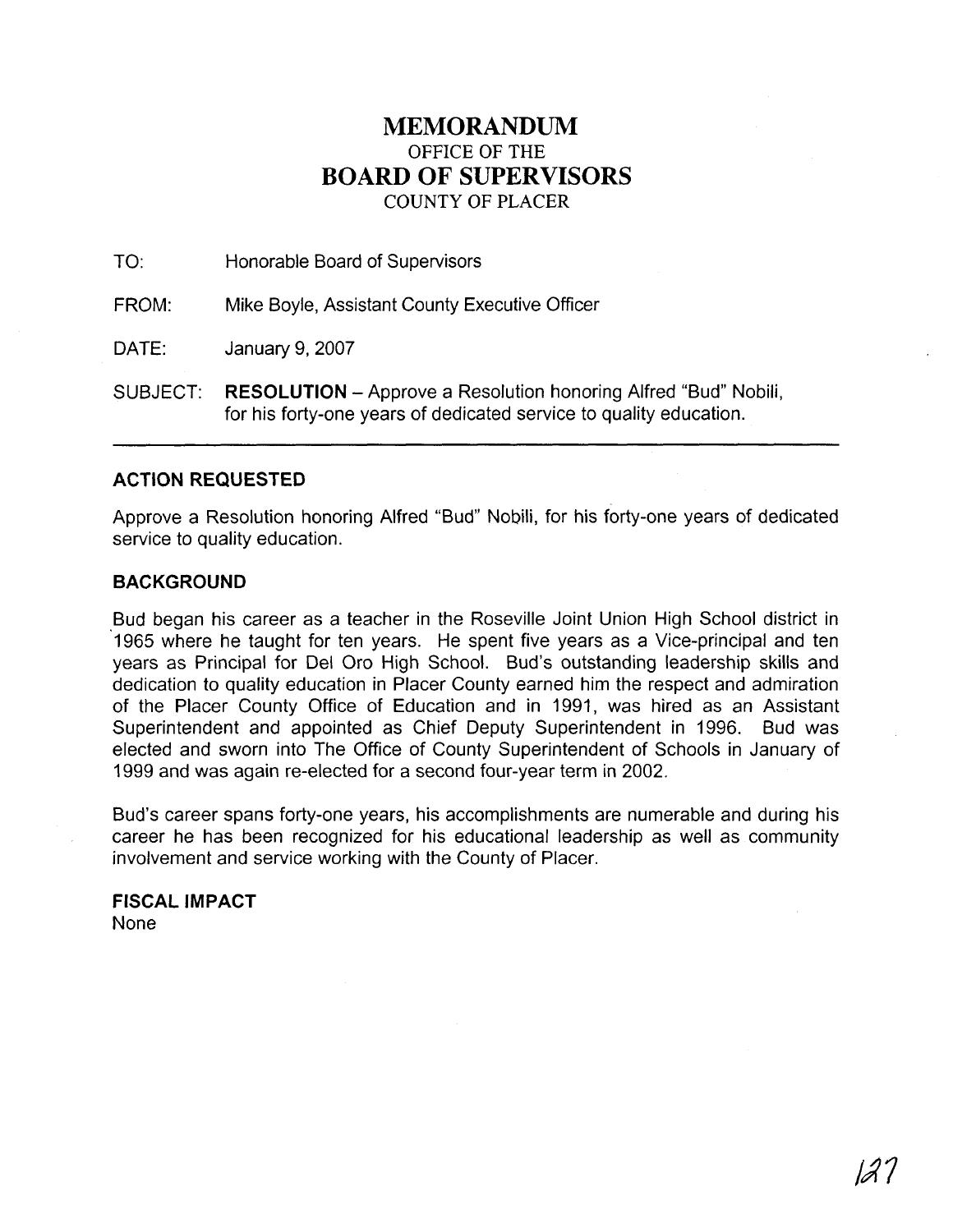# MEMORANDUM
## OFFICE OF THE
# BOARD OF SUPERVISORS
## COUNTY OF PLACER

TO: Honorable Board of Supervisors

FROM: Mike Boyle, Assistant County Executive Officer

DATE: January 9, 2007

SUBJECT: **RESOLUTION** – Approve a Resolution honoring Alfred "Bud" Nobili, for his forty-one years of dedicated service to quality education.

---

### ACTION REQUESTED

Approve a Resolution honoring Alfred "Bud" Nobili, for his forty-one years of dedicated service to quality education.

### BACKGROUND

Bud began his career as a teacher in the Roseville Joint Union High School district in 1965 where he taught for ten years. He spent five years as a Vice-principal and ten years as Principal for Del Oro High School. Bud's outstanding leadership skills and dedication to quality education in Placer County earned him the respect and admiration of the Placer County Office of Education and in 1991, was hired as an Assistant Superintendent and appointed as Chief Deputy Superintendent in 1996. Bud was elected and sworn into The Office of County Superintendent of Schools in January of 1999 and was again re-elected for a second four-year term in 2002.

Bud's career spans forty-one years, his accomplishments are numerable and during his career he has been recognized for his educational leadership as well as community involvement and service working with the County of Placer.

### FISCAL IMPACT

None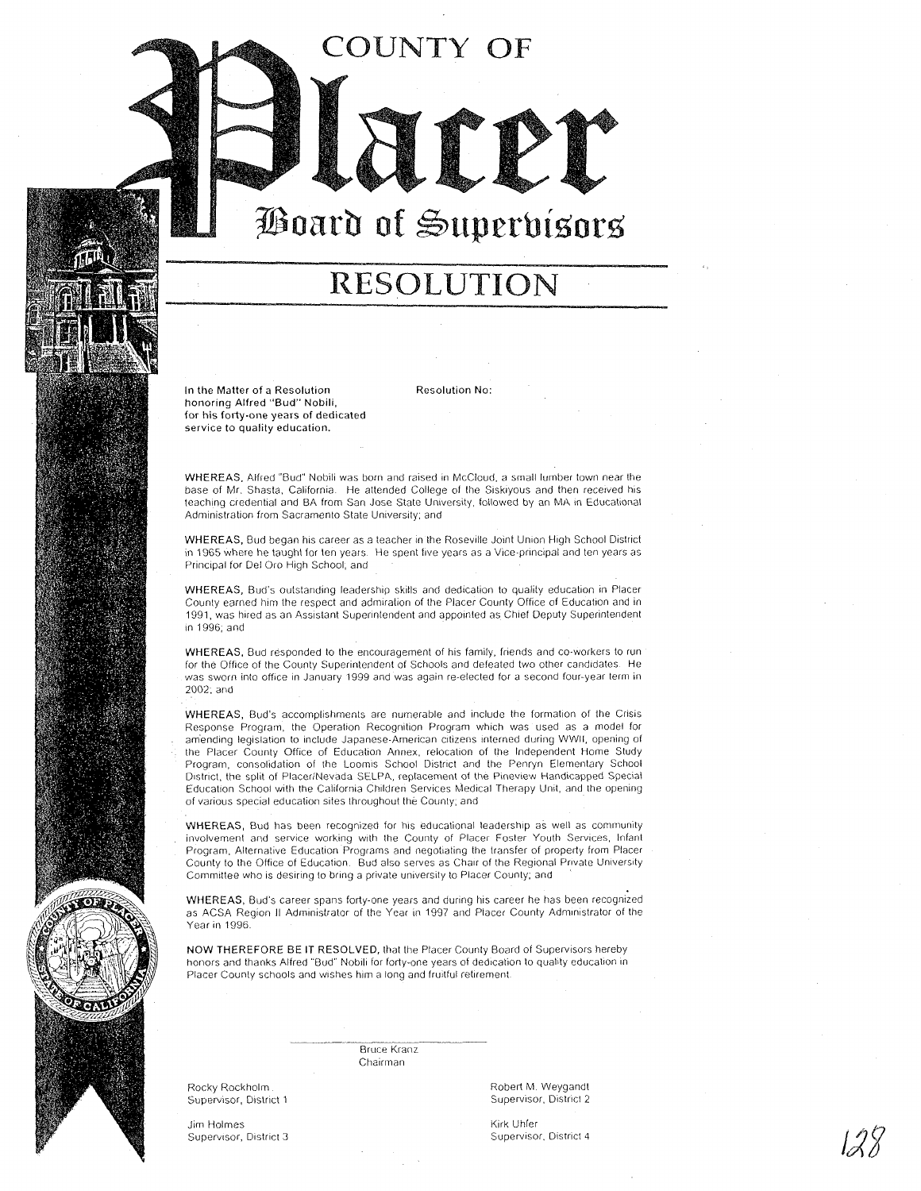# COUNTY OF Placer

## Board of Supervisors

# RESOLUTION

In the Matter of a Resolution honoring Alfred "Bud" Nobili, for his forty-one years of dedicated service to quality education.

Resolution No:

WHEREAS, Alfred "Bud" Nobili was born and raised in McCloud, a small lumber town near the base of Mt. Shasta, California. He attended College of the Siskiyous and then received his teaching credential and BA from San Jose State University, followed by an MA in Educational Administration from Sacramento State University; and

WHEREAS, Bud began his career as a teacher in the Roseville Joint Union High School District in 1965 where he taught for ten years. He spent five years as a Vice-principal and ten years as Principal for Del Oro High School; and

WHEREAS, Bud's outstanding leadership skills and dedication to quality education in Placer County earned him the respect and admiration of the Placer County Office of Education and in 1991, was hired as an Assistant Superintendent and appointed as Chief Deputy Superintendent in 1996; and

WHEREAS, Bud responded to the encouragement of his family, friends and co-workers to run for the Office of the County Superintendent of Schools and defeated two other candidates. He was sworn into office in January 1999 and was again re-elected for a second four-year term in 2002; and

WHEREAS, Bud's accomplishments are numerable and include the formation of the Crisis Response Program, the Operation Recognition Program which was used as a model for amending legislation to include Japanese-American citizens interned during WWII, opening of the Placer County Office of Education Annex, relocation of the Independent Home Study Program, consolidation of the Loomis School District and the Penryn Elementary School District, the split of Placer/Nevada SELPA, replacement of the Pineview Handicapped Special Education School with the California Children Services Medical Therapy Unit, and the opening of various special education sites throughout the County; and

WHEREAS, Bud has been recognized for his educational leadership as well as community involvement and service working with the County of Placer Foster Youth Services, Infant Program, Alternative Education Programs and negotiating the transfer of property from Placer County to the Office of Education. Bud also serves as Chair of the Regional Private University Committee who is desiring to bring a private university to Placer County; and

WHEREAS, Bud's career spans forty-one years and during his career he has been recognized as ACSA Region II Administrator of the Year in 1997 and Placer County Administrator of the Year in 1996.

NOW THEREFORE BE IT RESOLVED, that the Placer County Board of Supervisors hereby honors and thanks Alfred "Bud" Nobili for forty-one years of dedication to quality education in Placer County schools and wishes him a long and fruitful retirement.

Bruce Kranz
Chairman

Rocky Rockholm
Supervisor, District 1

Robert M. Weygandt
Supervisor, District 2

Jim Holmes
Supervisor, District 3

Kirk Uhler
Supervisor, District 4